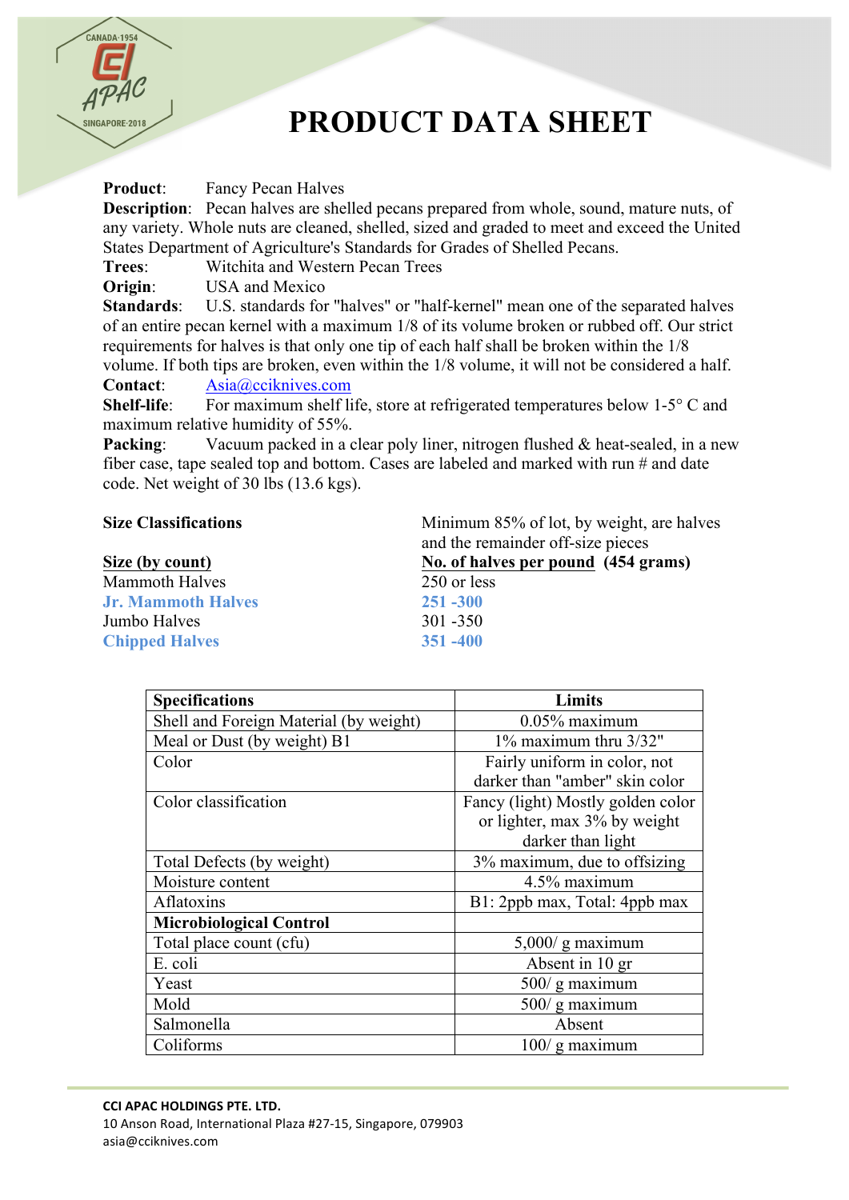# PRODUCT DATA SHEET

**Product**: Fancy Pecan Halves

**Description**: Pecan halves are shelled pecans prepared from whole, sound, mature nuts, of any variety. Whole nuts are cleaned, shelled, sized and graded to meet and exceed the United States Department of Agriculture's Standards for Grades of Shelled Pecans.

**Trees**: Witchita and Western Pecan Trees

**Origin**: USA and Mexico

**Standards**: U.S. standards for "halves" or "half-kernel" mean one of the separated halves of an entire pecan kernel with a maximum 1/8 of its volume broken or rubbed off. Our strict requirements for halves is that only one tip of each half shall be broken within the 1/8 volume. If both tips are broken, even within the 1/8 volume, it will not be considered a half.

**Contact**: Asia@cciknives.com

**Shelf-life**: For maximum shelf life, store at refrigerated temperatures below 1-5° C and maximum relative humidity of 55%.

**Packing**: Vacuum packed in a clear poly liner, nitrogen flushed & heat-sealed, in a new fiber case, tape sealed top and bottom. Cases are labeled and marked with run # and date code. Net weight of 30 lbs (13.6 kgs).

**Size Classifications** — Minimum 85% of lot, by weight, are halves and the remainder off-size pieces

| Size (by count) | No. of halves per pound (454 grams) |
|---|---|
| Mammoth Halves | 250 or less |
| **Jr. Mammoth Halves** | **251 -300** |
| Jumbo Halves | 301 -350 |
| **Chipped Halves** | **351 -400** |

| Specifications | Limits |
|---|---|
| Shell and Foreign Material (by weight) | 0.05% maximum |
| Meal or Dust (by weight) B1 | 1% maximum thru 3/32" |
| Color | Fairly uniform in color, not darker than "amber" skin color |
| Color classification | Fancy (light) Mostly golden color or lighter, max 3% by weight darker than light |
| Total Defects (by weight) | 3% maximum, due to offsizing |
| Moisture content | 4.5% maximum |
| Aflatoxins | B1: 2ppb max, Total: 4ppb max |
| **Microbiological Control** | |
| Total place count (cfu) | 5,000/ g maximum |
| E. coli | Absent in 10 gr |
| Yeast | 500/ g maximum |
| Mold | 500/ g maximum |
| Salmonella | Absent |
| Coliforms | 100/ g maximum |

**CCI APAC HOLDINGS PTE. LTD.**
10 Anson Road, International Plaza #27-15, Singapore, 079903
asia@cciknives.com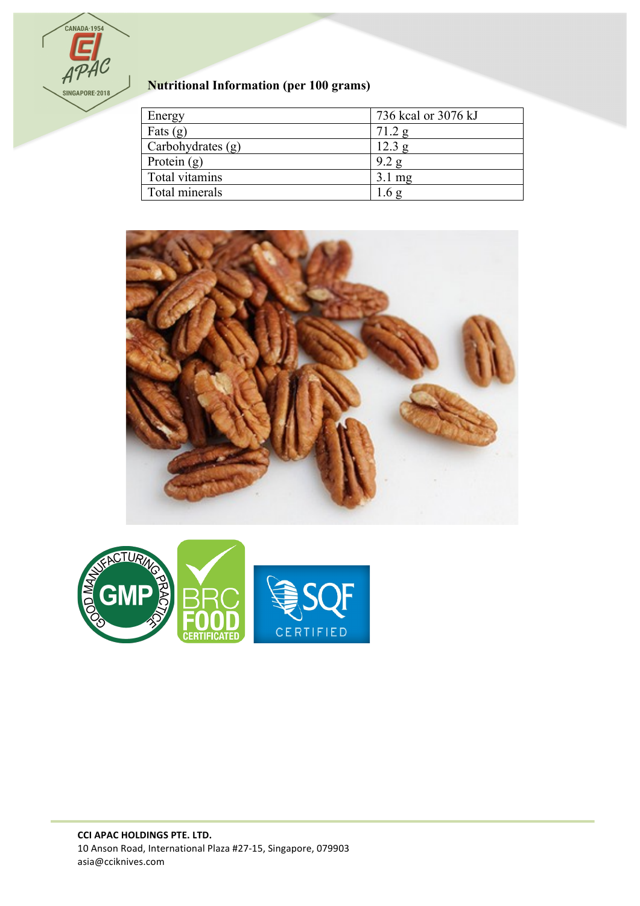**Nutritional Information (per 100 grams)**

| | |
|---|---|
| Energy | 736 kcal or 3076 kJ |
| Fats (g) | 71.2 g |
| Carbohydrates (g) | 12.3 g |
| Protein (g) | 9.2 g |
| Total vitamins | 3.1 mg |
| Total minerals | 1.6 g |

**CCI APAC HOLDINGS PTE. LTD.**
10 Anson Road, International Plaza #27-15, Singapore, 079903
asia@cciknives.com